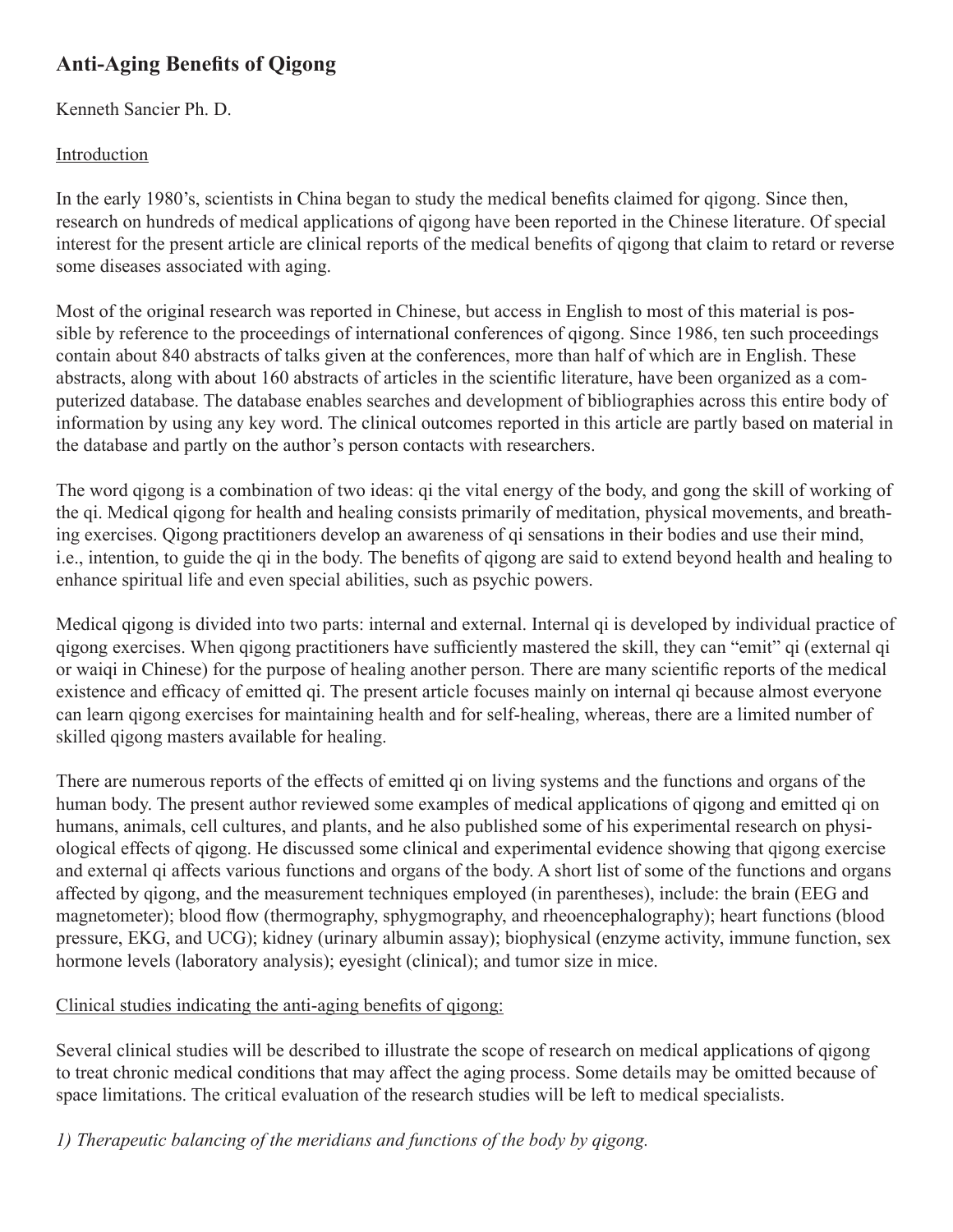# Anti-Aging Benefits of Qigong

Kenneth Sancier Ph. D.

## Introduction

In the early 1980's, scientists in China began to study the medical benefits claimed for qigong. Since then, research on hundreds of medical applications of qigong have been reported in the Chinese literature. Of special interest for the present article are clinical reports of the medical benefits of qigong that claim to retard or reverse some diseases associated with aging.

Most of the original research was reported in Chinese, but access in English to most of this material is possible by reference to the proceedings of international conferences of qigong. Since 1986, ten such proceedings contain about 840 abstracts of talks given at the conferences, more than half of which are in English. These abstracts, along with about 160 abstracts of articles in the scientific literature, have been organized as a computerized database. The database enables searches and development of bibliographies across this entire body of information by using any key word. The clinical outcomes reported in this article are partly based on material in the database and partly on the author's person contacts with researchers.

The word qigong is a combination of two ideas: qi the vital energy of the body, and gong the skill of working of the qi. Medical qigong for health and healing consists primarily of meditation, physical movements, and breathing exercises. Qigong practitioners develop an awareness of qi sensations in their bodies and use their mind, i.e., intention, to guide the qi in the body. The benefits of qigong are said to extend beyond health and healing to enhance spiritual life and even special abilities, such as psychic powers.

Medical qigong is divided into two parts: internal and external. Internal qi is developed by individual practice of qigong exercises. When qigong practitioners have sufficiently mastered the skill, they can "emit" qi (external qi or waiqi in Chinese) for the purpose of healing another person. There are many scientific reports of the medical existence and efficacy of emitted qi. The present article focuses mainly on internal qi because almost everyone can learn qigong exercises for maintaining health and for self-healing, whereas, there are a limited number of skilled qigong masters available for healing.

There are numerous reports of the effects of emitted qi on living systems and the functions and organs of the human body. The present author reviewed some examples of medical applications of qigong and emitted qi on humans, animals, cell cultures, and plants, and he also published some of his experimental research on physiological effects of qigong. He discussed some clinical and experimental evidence showing that qigong exercise and external qi affects various functions and organs of the body. A short list of some of the functions and organs affected by qigong, and the measurement techniques employed (in parentheses), include: the brain (EEG and magnetometer); blood flow (thermography, sphygmography, and rheoencephalography); heart functions (blood pressure, EKG, and UCG); kidney (urinary albumin assay); biophysical (enzyme activity, immune function, sex hormone levels (laboratory analysis); eyesight (clinical); and tumor size in mice.

## Clinical studies indicating the anti-aging benefits of qigong:

Several clinical studies will be described to illustrate the scope of research on medical applications of qigong to treat chronic medical conditions that may affect the aging process. Some details may be omitted because of space limitations. The critical evaluation of the research studies will be left to medical specialists.

*1) Therapeutic balancing of the meridians and functions of the body by qigong.*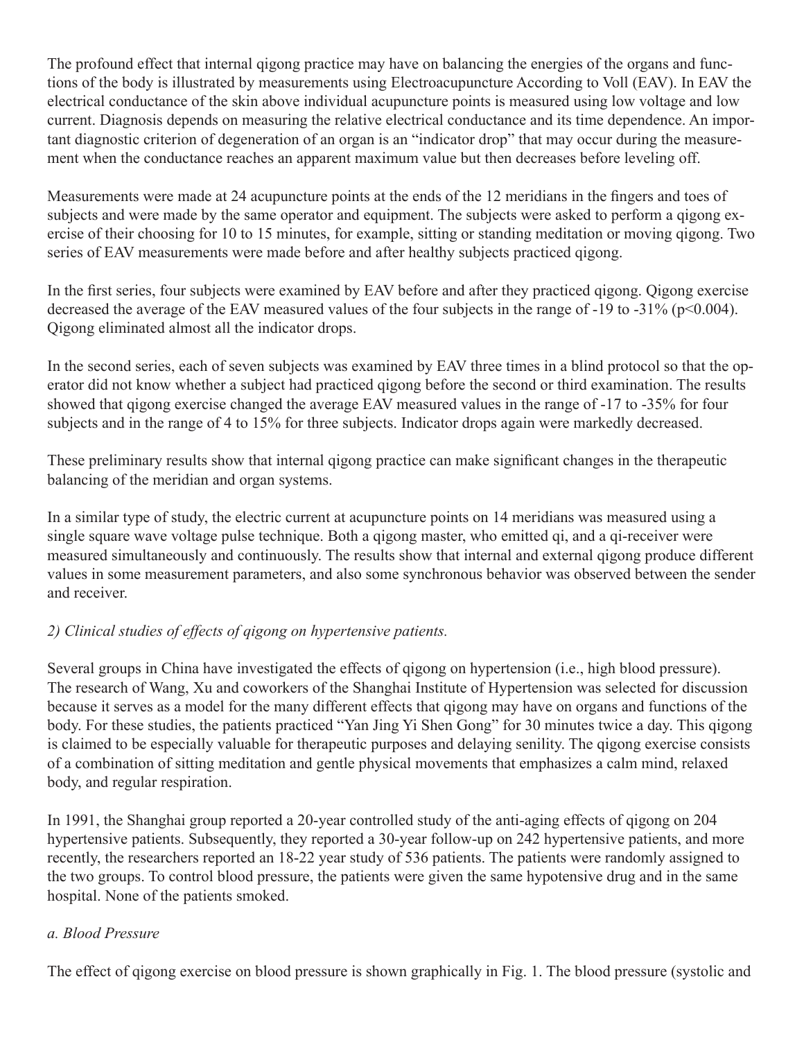The profound effect that internal qigong practice may have on balancing the energies of the organs and functions of the body is illustrated by measurements using Electroacupuncture According to Voll (EAV). In EAV the electrical conductance of the skin above individual acupuncture points is measured using low voltage and low current. Diagnosis depends on measuring the relative electrical conductance and its time dependence. An important diagnostic criterion of degeneration of an organ is an "indicator drop" that may occur during the measurement when the conductance reaches an apparent maximum value but then decreases before leveling off.

Measurements were made at 24 acupuncture points at the ends of the 12 meridians in the fingers and toes of subjects and were made by the same operator and equipment. The subjects were asked to perform a qigong exercise of their choosing for 10 to 15 minutes, for example, sitting or standing meditation or moving qigong. Two series of EAV measurements were made before and after healthy subjects practiced qigong.

In the first series, four subjects were examined by EAV before and after they practiced qigong. Qigong exercise decreased the average of the EAV measured values of the four subjects in the range of -19 to -31% ($p<0.004$). Qigong eliminated almost all the indicator drops.

In the second series, each of seven subjects was examined by EAV three times in a blind protocol so that the operator did not know whether a subject had practiced qigong before the second or third examination. The results showed that qigong exercise changed the average EAV measured values in the range of -17 to -35% for four subjects and in the range of 4 to 15% for three subjects. Indicator drops again were markedly decreased.

These preliminary results show that internal qigong practice can make significant changes in the therapeutic balancing of the meridian and organ systems.

In a similar type of study, the electric current at acupuncture points on 14 meridians was measured using a single square wave voltage pulse technique. Both a qigong master, who emitted qi, and a qi-receiver were measured simultaneously and continuously. The results show that internal and external qigong produce different values in some measurement parameters, and also some synchronous behavior was observed between the sender and receiver.

*2) Clinical studies of effects of qigong on hypertensive patients.*

Several groups in China have investigated the effects of qigong on hypertension (i.e., high blood pressure). The research of Wang, Xu and coworkers of the Shanghai Institute of Hypertension was selected for discussion because it serves as a model for the many different effects that qigong may have on organs and functions of the body. For these studies, the patients practiced "Yan Jing Yi Shen Gong" for 30 minutes twice a day. This qigong is claimed to be especially valuable for therapeutic purposes and delaying senility. The qigong exercise consists of a combination of sitting meditation and gentle physical movements that emphasizes a calm mind, relaxed body, and regular respiration.

In 1991, the Shanghai group reported a 20-year controlled study of the anti-aging effects of qigong on 204 hypertensive patients. Subsequently, they reported a 30-year follow-up on 242 hypertensive patients, and more recently, the researchers reported an 18-22 year study of 536 patients. The patients were randomly assigned to the two groups. To control blood pressure, the patients were given the same hypotensive drug and in the same hospital. None of the patients smoked.

*a. Blood Pressure*

The effect of qigong exercise on blood pressure is shown graphically in Fig. 1. The blood pressure (systolic and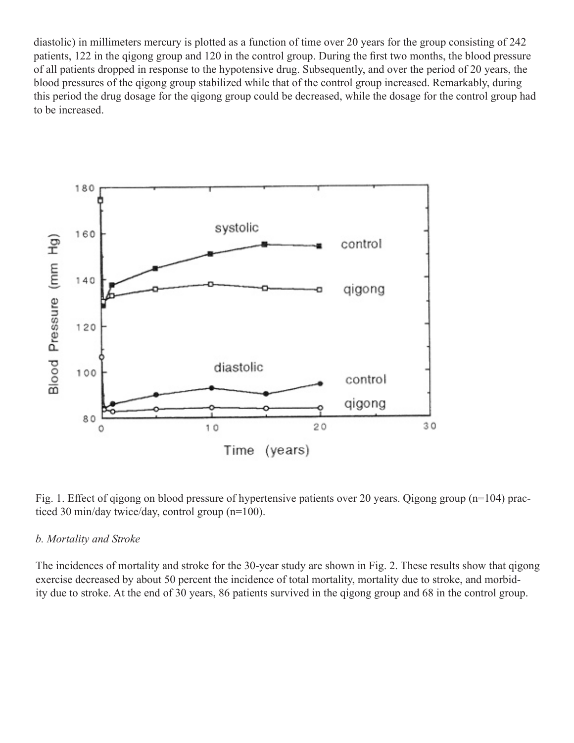diastolic) in millimeters mercury is plotted as a function of time over 20 years for the group consisting of 242 patients, 122 in the qigong group and 120 in the control group. During the first two months, the blood pressure of all patients dropped in response to the hypotensive drug. Subsequently, and over the period of 20 years, the blood pressures of the qigong group stabilized while that of the control group increased. Remarkably, during this period the drug dosage for the qigong group could be decreased, while the dosage for the control group had to be increased.

Fig. 1. Effect of qigong on blood pressure of hypertensive patients over 20 years. Qigong group (n=104) practiced 30 min/day twice/day, control group (n=100).

*b. Mortality and Stroke*

The incidences of mortality and stroke for the 30-year study are shown in Fig. 2. These results show that qigong exercise decreased by about 50 percent the incidence of total mortality, mortality due to stroke, and morbidity due to stroke. At the end of 30 years, 86 patients survived in the qigong group and 68 in the control group.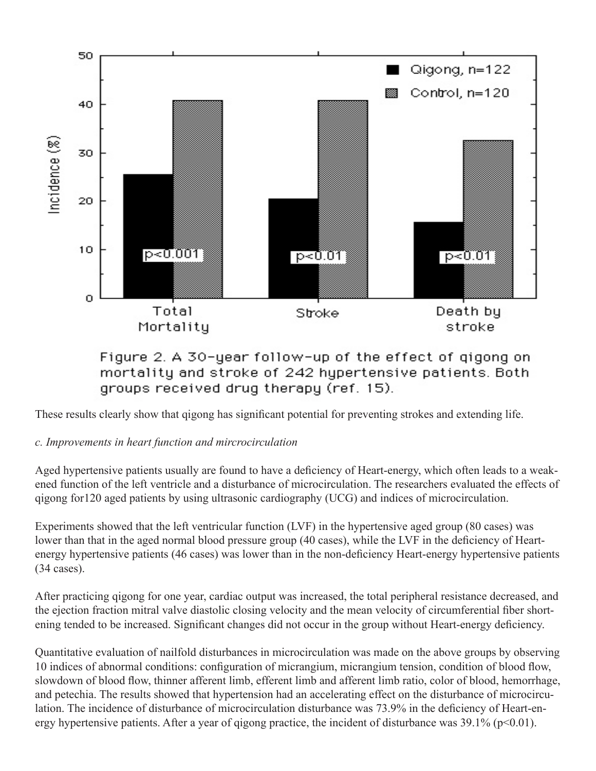Figure 2. A 30-year follow-up of the effect of qigong on mortality and stroke of 242 hypertensive patients. Both groups received drug therapy (ref. 15).

These results clearly show that qigong has significant potential for preventing strokes and extending life.

*c. Improvements in heart function and mircrocirculation*

Aged hypertensive patients usually are found to have a deficiency of Heart-energy, which often leads to a weakened function of the left ventricle and a disturbance of microcirculation. The researchers evaluated the effects of qigong for120 aged patients by using ultrasonic cardiography (UCG) and indices of microcirculation.

Experiments showed that the left ventricular function (LVF) in the hypertensive aged group (80 cases) was lower than that in the aged normal blood pressure group (40 cases), while the LVF in the deficiency of Heart-energy hypertensive patients (46 cases) was lower than in the non-deficiency Heart-energy hypertensive patients (34 cases).

After practicing qigong for one year, cardiac output was increased, the total peripheral resistance decreased, and the ejection fraction mitral valve diastolic closing velocity and the mean velocity of circumferential fiber shortening tended to be increased. Significant changes did not occur in the group without Heart-energy deficiency.

Quantitative evaluation of nailfold disturbances in microcirculation was made on the above groups by observing 10 indices of abnormal conditions: configuration of micrangium, micrangium tension, condition of blood flow, slowdown of blood flow, thinner afferent limb, efferent limb and afferent limb ratio, color of blood, hemorrhage, and petechia. The results showed that hypertension had an accelerating effect on the disturbance of microcirculation. The incidence of disturbance of microcirculation disturbance was 73.9% in the deficiency of Heart-energy hypertensive patients. After a year of qigong practice, the incident of disturbance was 39.1% ($p<0.01$).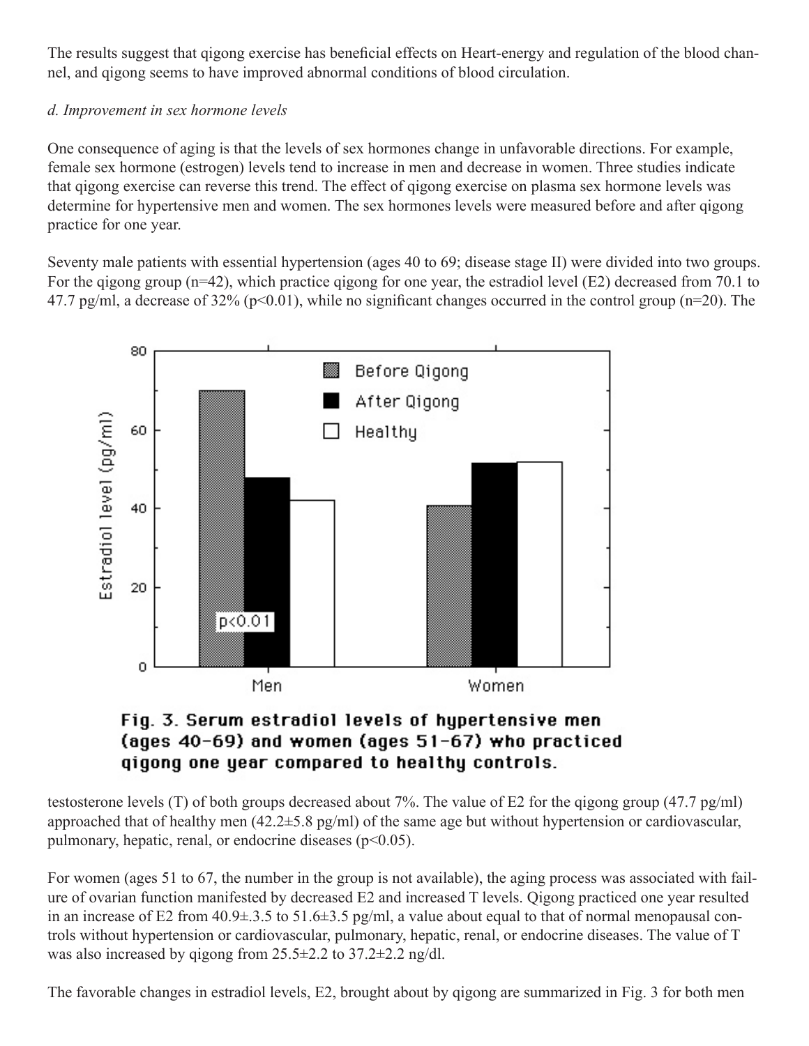The results suggest that qigong exercise has beneficial effects on Heart-energy and regulation of the blood channel, and qigong seems to have improved abnormal conditions of blood circulation.

*d. Improvement in sex hormone levels*

One consequence of aging is that the levels of sex hormones change in unfavorable directions. For example, female sex hormone (estrogen) levels tend to increase in men and decrease in women. Three studies indicate that qigong exercise can reverse this trend. The effect of qigong exercise on plasma sex hormone levels was determine for hypertensive men and women. The sex hormones levels were measured before and after qigong practice for one year.

Seventy male patients with essential hypertension (ages 40 to 69; disease stage II) were divided into two groups. For the qigong group (n=42), which practice qigong for one year, the estradiol level (E2) decreased from 70.1 to 47.7 pg/ml, a decrease of 32% ($p<0.01$), while no significant changes occurred in the control group (n=20). The testosterone levels (T) of both groups decreased about 7%. The value of E2 for the qigong group (47.7 pg/ml) approached that of healthy men (42.2±5.8 pg/ml) of the same age but without hypertension or cardiovascular, pulmonary, hepatic, renal, or endocrine diseases ($p<0.05$).

**Fig. 3. Serum estradiol levels of hypertensive men (ages 40-69) and women (ages 51-67) who practiced qigong one year compared to healthy controls.**

For women (ages 51 to 67, the number in the group is not available), the aging process was associated with failure of ovarian function manifested by decreased E2 and increased T levels. Qigong practiced one year resulted in an increase of E2 from 40.9±.3.5 to 51.6±3.5 pg/ml, a value about equal to that of normal menopausal controls without hypertension or cardiovascular, pulmonary, hepatic, renal, or endocrine diseases. The value of T was also increased by qigong from 25.5±2.2 to 37.2±2.2 ng/dl.

The favorable changes in estradiol levels, E2, brought about by qigong are summarized in Fig. 3 for both men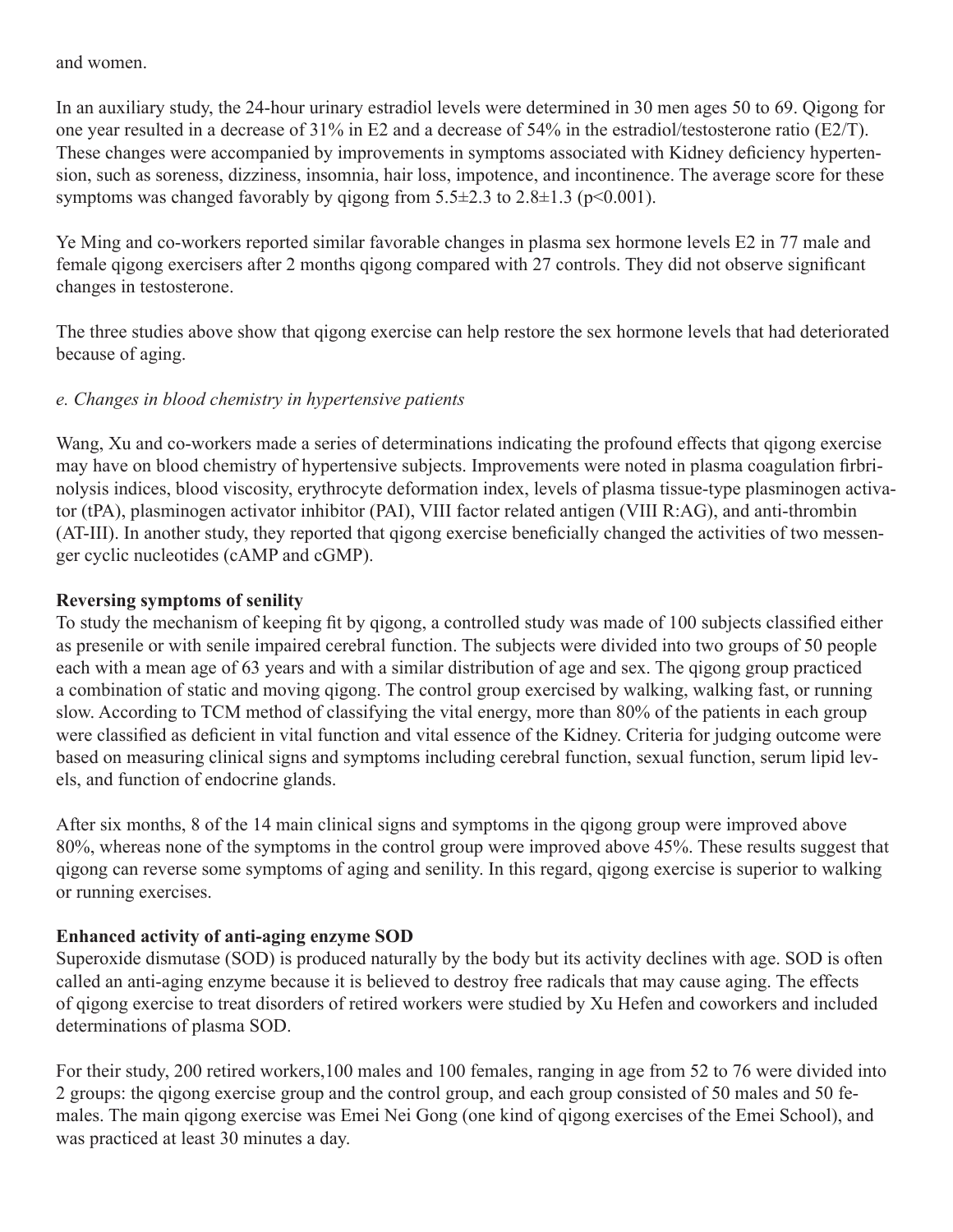and women.

In an auxiliary study, the 24-hour urinary estradiol levels were determined in 30 men ages 50 to 69. Qigong for one year resulted in a decrease of 31% in E2 and a decrease of 54% in the estradiol/testosterone ratio (E2/T). These changes were accompanied by improvements in symptoms associated with Kidney deficiency hypertension, such as soreness, dizziness, insomnia, hair loss, impotence, and incontinence. The average score for these symptoms was changed favorably by qigong from $5.5\pm2.3$ to $2.8\pm1.3$ ($p<0.001$).

Ye Ming and co-workers reported similar favorable changes in plasma sex hormone levels E2 in 77 male and female qigong exercisers after 2 months qigong compared with 27 controls. They did not observe significant changes in testosterone.

The three studies above show that qigong exercise can help restore the sex hormone levels that had deteriorated because of aging.

*e. Changes in blood chemistry in hypertensive patients*

Wang, Xu and co-workers made a series of determinations indicating the profound effects that qigong exercise may have on blood chemistry of hypertensive subjects. Improvements were noted in plasma coagulation firbrinolysis indices, blood viscosity, erythrocyte deformation index, levels of plasma tissue-type plasminogen activator (tPA), plasminogen activator inhibitor (PAI), VIII factor related antigen (VIII R:AG), and anti-thrombin (AT-III). In another study, they reported that qigong exercise beneficially changed the activities of two messenger cyclic nucleotides (cAMP and cGMP).

**Reversing symptoms of senility**

To study the mechanism of keeping fit by qigong, a controlled study was made of 100 subjects classified either as presenile or with senile impaired cerebral function. The subjects were divided into two groups of 50 people each with a mean age of 63 years and with a similar distribution of age and sex. The qigong group practiced a combination of static and moving qigong. The control group exercised by walking, walking fast, or running slow. According to TCM method of classifying the vital energy, more than 80% of the patients in each group were classified as deficient in vital function and vital essence of the Kidney. Criteria for judging outcome were based on measuring clinical signs and symptoms including cerebral function, sexual function, serum lipid levels, and function of endocrine glands.

After six months, 8 of the 14 main clinical signs and symptoms in the qigong group were improved above 80%, whereas none of the symptoms in the control group were improved above 45%. These results suggest that qigong can reverse some symptoms of aging and senility. In this regard, qigong exercise is superior to walking or running exercises.

**Enhanced activity of anti-aging enzyme SOD**

Superoxide dismutase (SOD) is produced naturally by the body but its activity declines with age. SOD is often called an anti-aging enzyme because it is believed to destroy free radicals that may cause aging. The effects of qigong exercise to treat disorders of retired workers were studied by Xu Hefen and coworkers and included determinations of plasma SOD.

For their study, 200 retired workers,100 males and 100 females, ranging in age from 52 to 76 were divided into 2 groups: the qigong exercise group and the control group, and each group consisted of 50 males and 50 females. The main qigong exercise was Emei Nei Gong (one kind of qigong exercises of the Emei School), and was practiced at least 30 minutes a day.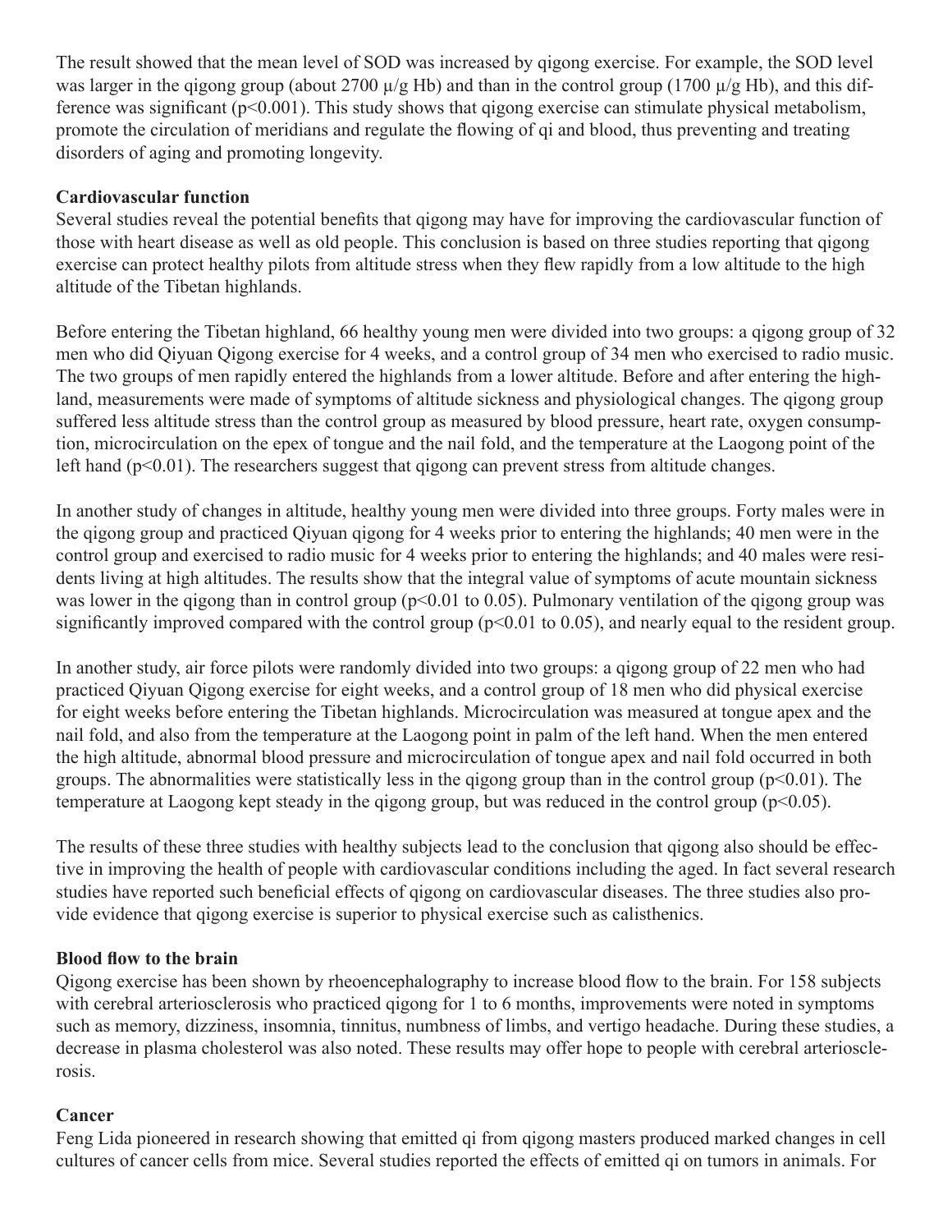The result showed that the mean level of SOD was increased by qigong exercise. For example, the SOD level was larger in the qigong group (about 2700 μ/g Hb) and than in the control group (1700 μ/g Hb), and this difference was significant ($p<0.001$). This study shows that qigong exercise can stimulate physical metabolism, promote the circulation of meridians and regulate the flowing of qi and blood, thus preventing and treating disorders of aging and promoting longevity.

**Cardiovascular function**

Several studies reveal the potential benefits that qigong may have for improving the cardiovascular function of those with heart disease as well as old people. This conclusion is based on three studies reporting that qigong exercise can protect healthy pilots from altitude stress when they flew rapidly from a low altitude to the high altitude of the Tibetan highlands.

Before entering the Tibetan highland, 66 healthy young men were divided into two groups: a qigong group of 32 men who did Qiyuan Qigong exercise for 4 weeks, and a control group of 34 men who exercised to radio music. The two groups of men rapidly entered the highlands from a lower altitude. Before and after entering the highland, measurements were made of symptoms of altitude sickness and physiological changes. The qigong group suffered less altitude stress than the control group as measured by blood pressure, heart rate, oxygen consumption, microcirculation on the epex of tongue and the nail fold, and the temperature at the Laogong point of the left hand ($p<0.01$). The researchers suggest that qigong can prevent stress from altitude changes.

In another study of changes in altitude, healthy young men were divided into three groups. Forty males were in the qigong group and practiced Qiyuan qigong for 4 weeks prior to entering the highlands; 40 men were in the control group and exercised to radio music for 4 weeks prior to entering the highlands; and 40 males were residents living at high altitudes. The results show that the integral value of symptoms of acute mountain sickness was lower in the qigong than in control group ($p<0.01$ to 0.05). Pulmonary ventilation of the qigong group was significantly improved compared with the control group ($p<0.01$ to 0.05), and nearly equal to the resident group.

In another study, air force pilots were randomly divided into two groups: a qigong group of 22 men who had practiced Qiyuan Qigong exercise for eight weeks, and a control group of 18 men who did physical exercise for eight weeks before entering the Tibetan highlands. Microcirculation was measured at tongue apex and the nail fold, and also from the temperature at the Laogong point in palm of the left hand. When the men entered the high altitude, abnormal blood pressure and microcirculation of tongue apex and nail fold occurred in both groups. The abnormalities were statistically less in the qigong group than in the control group ($p<0.01$). The temperature at Laogong kept steady in the qigong group, but was reduced in the control group ($p<0.05$).

The results of these three studies with healthy subjects lead to the conclusion that qigong also should be effective in improving the health of people with cardiovascular conditions including the aged. In fact several research studies have reported such beneficial effects of qigong on cardiovascular diseases. The three studies also provide evidence that qigong exercise is superior to physical exercise such as calisthenics.

**Blood flow to the brain**

Qigong exercise has been shown by rheoencephalography to increase blood flow to the brain. For 158 subjects with cerebral arteriosclerosis who practiced qigong for 1 to 6 months, improvements were noted in symptoms such as memory, dizziness, insomnia, tinnitus, numbness of limbs, and vertigo headache. During these studies, a decrease in plasma cholesterol was also noted. These results may offer hope to people with cerebral arteriosclerosis.

**Cancer**

Feng Lida pioneered in research showing that emitted qi from qigong masters produced marked changes in cell cultures of cancer cells from mice. Several studies reported the effects of emitted qi on tumors in animals. For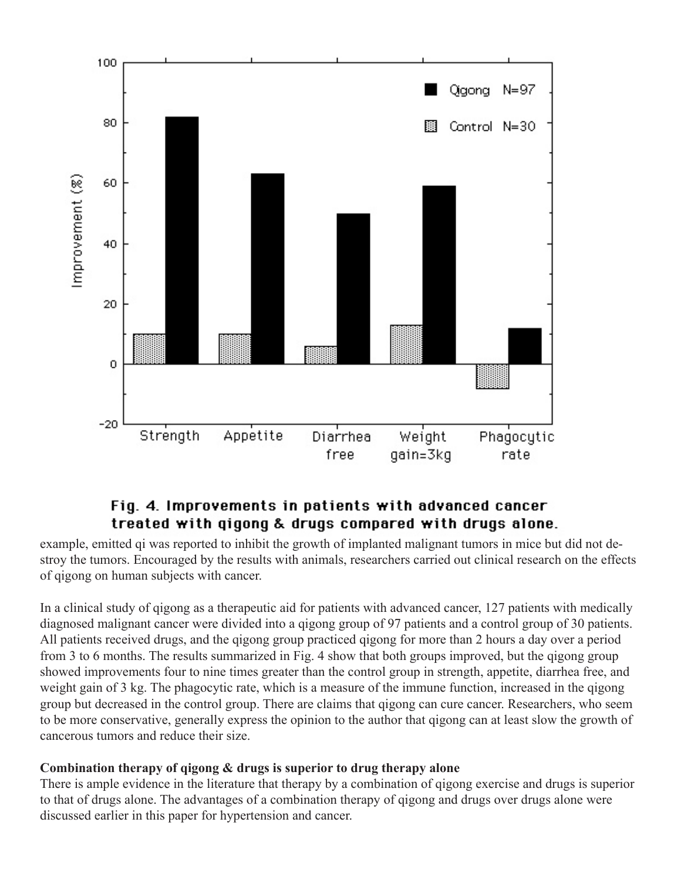Fig. 4. Improvements in patients with advanced cancer treated with qigong & drugs compared with drugs alone.

example, emitted qi was reported to inhibit the growth of implanted malignant tumors in mice but did not destroy the tumors. Encouraged by the results with animals, researchers carried out clinical research on the effects of qigong on human subjects with cancer.

In a clinical study of qigong as a therapeutic aid for patients with advanced cancer, 127 patients with medically diagnosed malignant cancer were divided into a qigong group of 97 patients and a control group of 30 patients. All patients received drugs, and the qigong group practiced qigong for more than 2 hours a day over a period from 3 to 6 months. The results summarized in Fig. 4 show that both groups improved, but the qigong group showed improvements four to nine times greater than the control group in strength, appetite, diarrhea free, and weight gain of 3 kg. The phagocytic rate, which is a measure of the immune function, increased in the qigong group but decreased in the control group. There are claims that qigong can cure cancer. Researchers, who seem to be more conservative, generally express the opinion to the author that qigong can at least slow the growth of cancerous tumors and reduce their size.

**Combination therapy of qigong & drugs is superior to drug therapy alone**

There is ample evidence in the literature that therapy by a combination of qigong exercise and drugs is superior to that of drugs alone. The advantages of a combination therapy of qigong and drugs over drugs alone were discussed earlier in this paper for hypertension and cancer.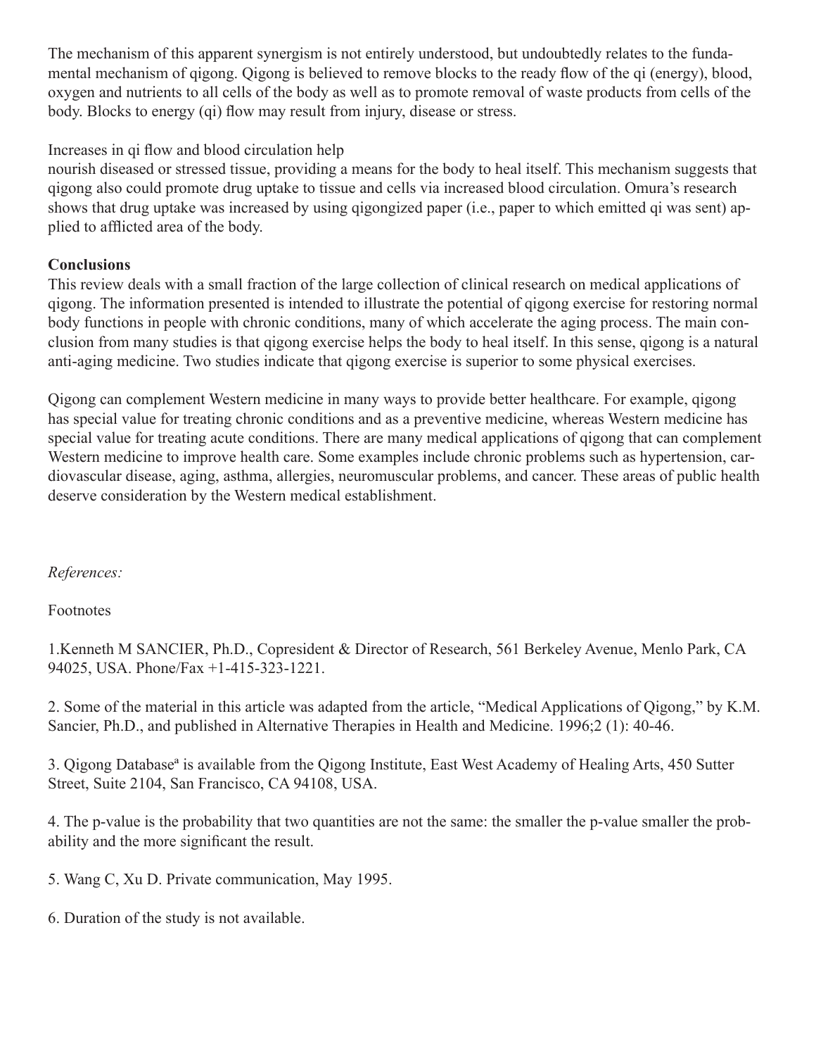The mechanism of this apparent synergism is not entirely understood, but undoubtedly relates to the fundamental mechanism of qigong. Qigong is believed to remove blocks to the ready flow of the qi (energy), blood, oxygen and nutrients to all cells of the body as well as to promote removal of waste products from cells of the body. Blocks to energy (qi) flow may result from injury, disease or stress.

Increases in qi flow and blood circulation help nourish diseased or stressed tissue, providing a means for the body to heal itself. This mechanism suggests that qigong also could promote drug uptake to tissue and cells via increased blood circulation. Omura's research shows that drug uptake was increased by using qigongized paper (i.e., paper to which emitted qi was sent) applied to afflicted area of the body.

**Conclusions**

This review deals with a small fraction of the large collection of clinical research on medical applications of qigong. The information presented is intended to illustrate the potential of qigong exercise for restoring normal body functions in people with chronic conditions, many of which accelerate the aging process. The main conclusion from many studies is that qigong exercise helps the body to heal itself. In this sense, qigong is a natural anti-aging medicine. Two studies indicate that qigong exercise is superior to some physical exercises.

Qigong can complement Western medicine in many ways to provide better healthcare. For example, qigong has special value for treating chronic conditions and as a preventive medicine, whereas Western medicine has special value for treating acute conditions. There are many medical applications of qigong that can complement Western medicine to improve health care. Some examples include chronic problems such as hypertension, cardiovascular disease, aging, asthma, allergies, neuromuscular problems, and cancer. These areas of public health deserve consideration by the Western medical establishment.

*References:*

Footnotes

1.Kenneth M SANCIER, Ph.D., Copresident & Director of Research, 561 Berkeley Avenue, Menlo Park, CA 94025, USA. Phone/Fax +1-415-323-1221.

2. Some of the material in this article was adapted from the article, "Medical Applications of Qigong," by K.M. Sancier, Ph.D., and published in Alternative Therapies in Health and Medicine. 1996;2 (1): 40-46.

3. Qigong Database[a] is available from the Qigong Institute, East West Academy of Healing Arts, 450 Sutter Street, Suite 2104, San Francisco, CA 94108, USA.

4. The p-value is the probability that two quantities are not the same: the smaller the p-value smaller the probability and the more significant the result.

5. Wang C, Xu D. Private communication, May 1995.

6. Duration of the study is not available.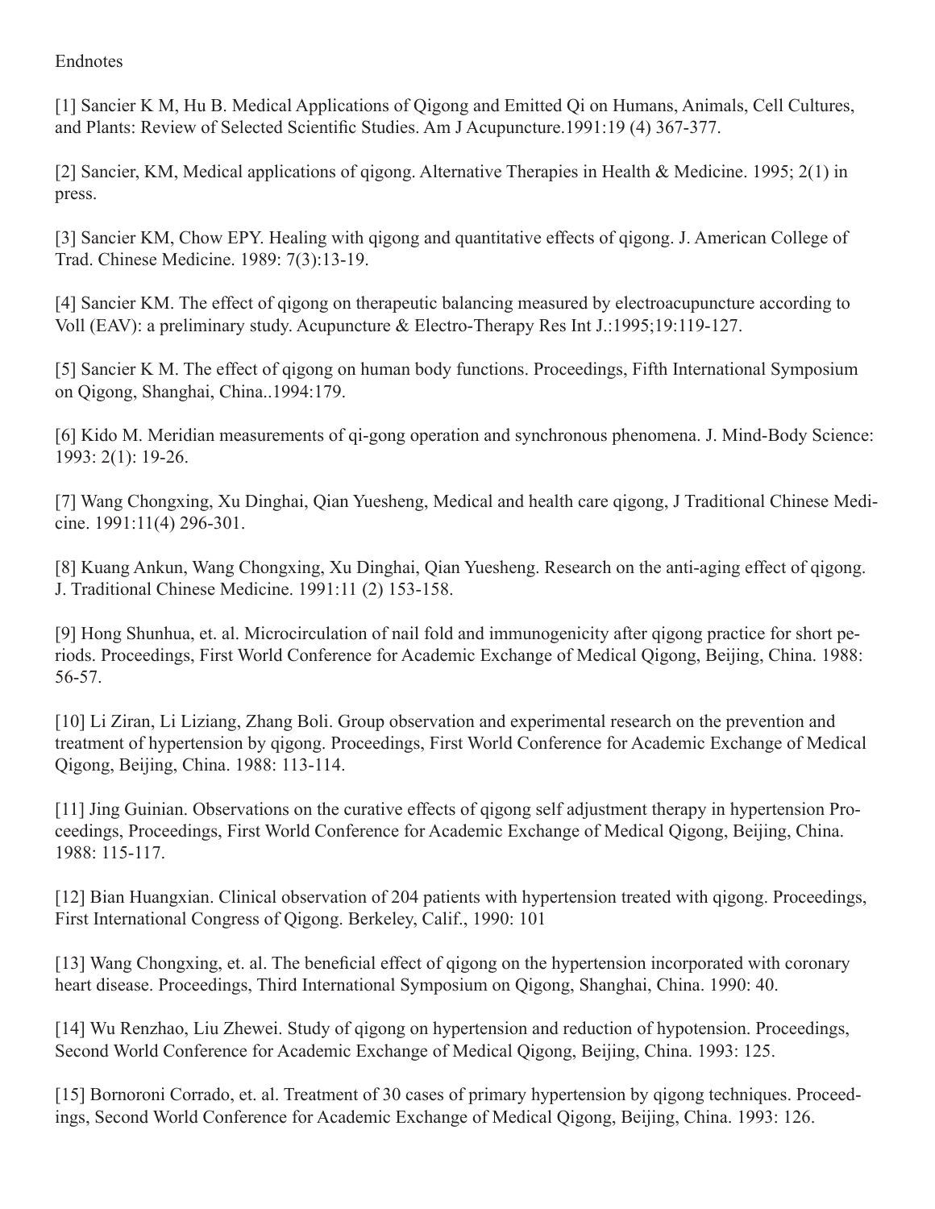Endnotes

[1] Sancier K M, Hu B. Medical Applications of Qigong and Emitted Qi on Humans, Animals, Cell Cultures, and Plants: Review of Selected Scientific Studies. Am J Acupuncture.1991:19 (4) 367-377.

[2] Sancier, KM, Medical applications of qigong. Alternative Therapies in Health & Medicine. 1995; 2(1) in press.

[3] Sancier KM, Chow EPY. Healing with qigong and quantitative effects of qigong. J. American College of Trad. Chinese Medicine. 1989: 7(3):13-19.

[4] Sancier KM. The effect of qigong on therapeutic balancing measured by electroacupuncture according to Voll (EAV): a preliminary study. Acupuncture & Electro-Therapy Res Int J.:1995;19:119-127.

[5] Sancier K M. The effect of qigong on human body functions. Proceedings, Fifth International Symposium on Qigong, Shanghai, China..1994:179.

[6] Kido M. Meridian measurements of qi-gong operation and synchronous phenomena. J. Mind-Body Science: 1993: 2(1): 19-26.

[7] Wang Chongxing, Xu Dinghai, Qian Yuesheng, Medical and health care qigong, J Traditional Chinese Medicine. 1991:11(4) 296-301.

[8] Kuang Ankun, Wang Chongxing, Xu Dinghai, Qian Yuesheng. Research on the anti-aging effect of qigong. J. Traditional Chinese Medicine. 1991:11 (2) 153-158.

[9] Hong Shunhua, et. al. Microcirculation of nail fold and immunogenicity after qigong practice for short periods. Proceedings, First World Conference for Academic Exchange of Medical Qigong, Beijing, China. 1988: 56-57.

[10] Li Ziran, Li Liziang, Zhang Boli. Group observation and experimental research on the prevention and treatment of hypertension by qigong. Proceedings, First World Conference for Academic Exchange of Medical Qigong, Beijing, China. 1988: 113-114.

[11] Jing Guinian. Observations on the curative effects of qigong self adjustment therapy in hypertension Proceedings, Proceedings, First World Conference for Academic Exchange of Medical Qigong, Beijing, China. 1988: 115-117.

[12] Bian Huangxian. Clinical observation of 204 patients with hypertension treated with qigong. Proceedings, First International Congress of Qigong. Berkeley, Calif., 1990: 101

[13] Wang Chongxing, et. al. The beneficial effect of qigong on the hypertension incorporated with coronary heart disease. Proceedings, Third International Symposium on Qigong, Shanghai, China. 1990: 40.

[14] Wu Renzhao, Liu Zhewei. Study of qigong on hypertension and reduction of hypotension. Proceedings, Second World Conference for Academic Exchange of Medical Qigong, Beijing, China. 1993: 125.

[15] Bornoroni Corrado, et. al. Treatment of 30 cases of primary hypertension by qigong techniques. Proceedings, Second World Conference for Academic Exchange of Medical Qigong, Beijing, China. 1993: 126.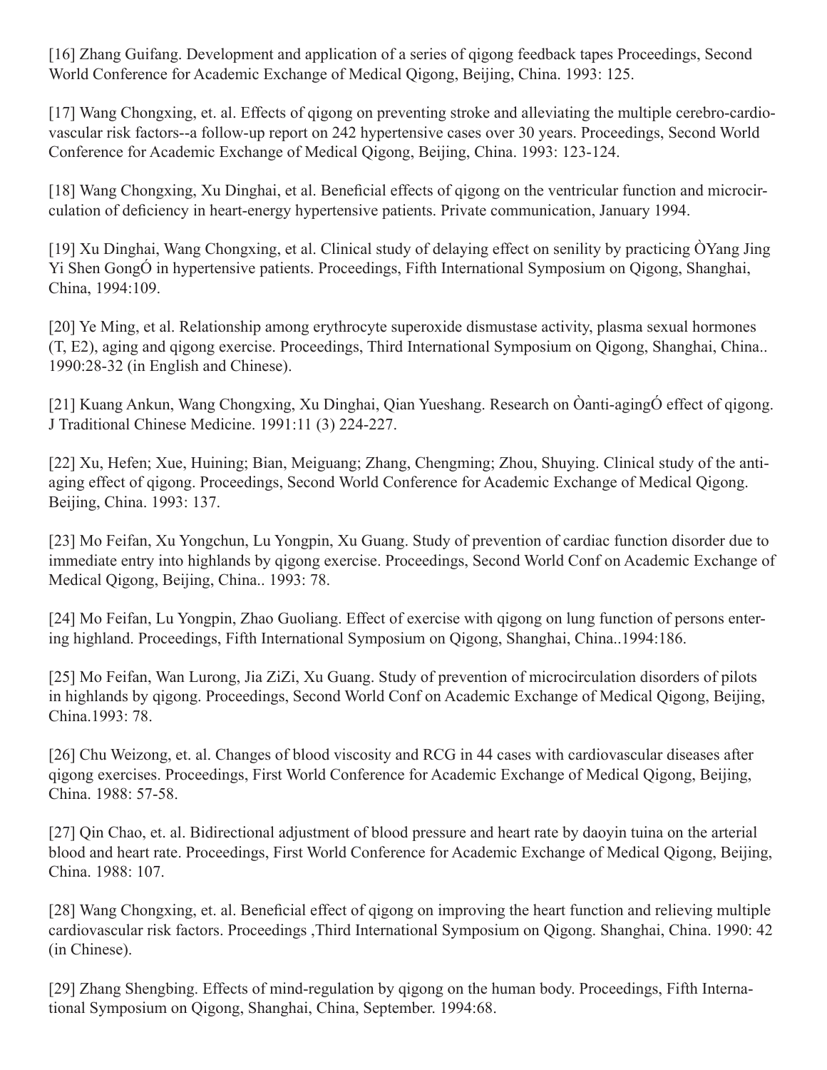[16] Zhang Guifang. Development and application of a series of qigong feedback tapes Proceedings, Second World Conference for Academic Exchange of Medical Qigong, Beijing, China. 1993: 125.

[17] Wang Chongxing, et. al. Effects of qigong on preventing stroke and alleviating the multiple cerebro-cardiovascular risk factors--a follow-up report on 242 hypertensive cases over 30 years. Proceedings, Second World Conference for Academic Exchange of Medical Qigong, Beijing, China. 1993: 123-124.

[18] Wang Chongxing, Xu Dinghai, et al. Beneficial effects of qigong on the ventricular function and microcirculation of deficiency in heart-energy hypertensive patients. Private communication, January 1994.

[19] Xu Dinghai, Wang Chongxing, et al. Clinical study of delaying effect on senility by practicing ÒYang Jing Yi Shen GongÓ in hypertensive patients. Proceedings, Fifth International Symposium on Qigong, Shanghai, China, 1994:109.

[20] Ye Ming, et al. Relationship among erythrocyte superoxide dismustase activity, plasma sexual hormones (T, E2), aging and qigong exercise. Proceedings, Third International Symposium on Qigong, Shanghai, China.. 1990:28-32 (in English and Chinese).

[21] Kuang Ankun, Wang Chongxing, Xu Dinghai, Qian Yueshang. Research on Òanti-agingÓ effect of qigong. J Traditional Chinese Medicine. 1991:11 (3) 224-227.

[22] Xu, Hefen; Xue, Huining; Bian, Meiguang; Zhang, Chengming; Zhou, Shuying. Clinical study of the anti-aging effect of qigong. Proceedings, Second World Conference for Academic Exchange of Medical Qigong. Beijing, China. 1993: 137.

[23] Mo Feifan, Xu Yongchun, Lu Yongpin, Xu Guang. Study of prevention of cardiac function disorder due to immediate entry into highlands by qigong exercise. Proceedings, Second World Conf on Academic Exchange of Medical Qigong, Beijing, China.. 1993: 78.

[24] Mo Feifan, Lu Yongpin, Zhao Guoliang. Effect of exercise with qigong on lung function of persons entering highland. Proceedings, Fifth International Symposium on Qigong, Shanghai, China..1994:186.

[25] Mo Feifan, Wan Lurong, Jia ZiZi, Xu Guang. Study of prevention of microcirculation disorders of pilots in highlands by qigong. Proceedings, Second World Conf on Academic Exchange of Medical Qigong, Beijing, China.1993: 78.

[26] Chu Weizong, et. al. Changes of blood viscosity and RCG in 44 cases with cardiovascular diseases after qigong exercises. Proceedings, First World Conference for Academic Exchange of Medical Qigong, Beijing, China. 1988: 57-58.

[27] Qin Chao, et. al. Bidirectional adjustment of blood pressure and heart rate by daoyin tuina on the arterial blood and heart rate. Proceedings, First World Conference for Academic Exchange of Medical Qigong, Beijing, China. 1988: 107.

[28] Wang Chongxing, et. al. Beneficial effect of qigong on improving the heart function and relieving multiple cardiovascular risk factors. Proceedings ,Third International Symposium on Qigong. Shanghai, China. 1990: 42 (in Chinese).

[29] Zhang Shengbing. Effects of mind-regulation by qigong on the human body. Proceedings, Fifth International Symposium on Qigong, Shanghai, China, September. 1994:68.